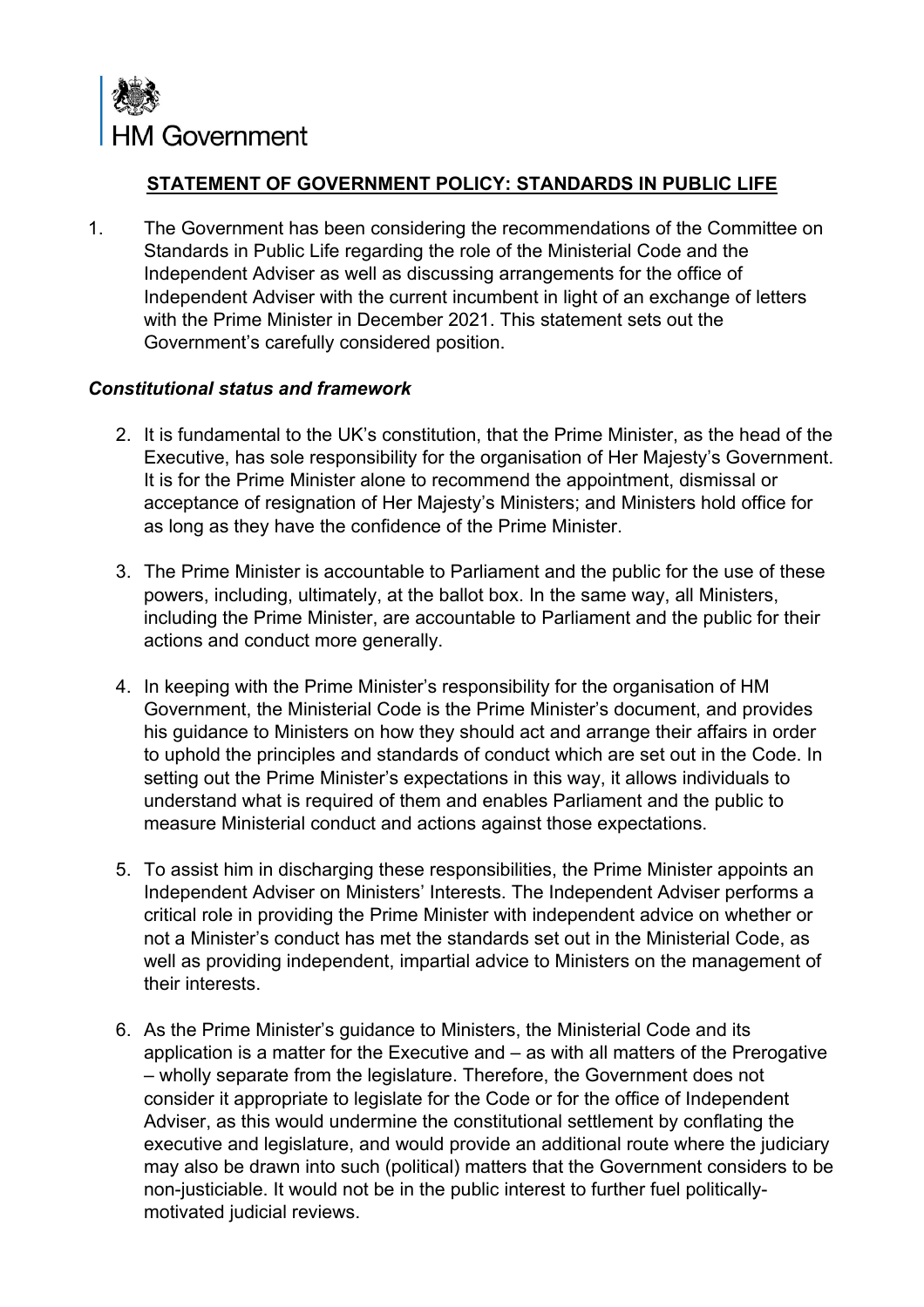HM Government

**STATEMENT OF GOVERNMENT POLICY: STANDARDS IN PUBLIC LIFE**

1. The Government has been considering the recommendations of the Committee on Standards in Public Life regarding the role of the Ministerial Code and the Independent Adviser as well as discussing arrangements for the office of Independent Adviser with the current incumbent in light of an exchange of letters with the Prime Minister in December 2021. This statement sets out the Government's carefully considered position.

***Constitutional status and framework***

2. It is fundamental to the UK's constitution, that the Prime Minister, as the head of the Executive, has sole responsibility for the organisation of Her Majesty's Government. It is for the Prime Minister alone to recommend the appointment, dismissal or acceptance of resignation of Her Majesty's Ministers; and Ministers hold office for as long as they have the confidence of the Prime Minister.

3. The Prime Minister is accountable to Parliament and the public for the use of these powers, including, ultimately, at the ballot box. In the same way, all Ministers, including the Prime Minister, are accountable to Parliament and the public for their actions and conduct more generally.

4. In keeping with the Prime Minister's responsibility for the organisation of HM Government, the Ministerial Code is the Prime Minister's document, and provides his guidance to Ministers on how they should act and arrange their affairs in order to uphold the principles and standards of conduct which are set out in the Code. In setting out the Prime Minister's expectations in this way, it allows individuals to understand what is required of them and enables Parliament and the public to measure Ministerial conduct and actions against those expectations.

5. To assist him in discharging these responsibilities, the Prime Minister appoints an Independent Adviser on Ministers' Interests. The Independent Adviser performs a critical role in providing the Prime Minister with independent advice on whether or not a Minister's conduct has met the standards set out in the Ministerial Code, as well as providing independent, impartial advice to Ministers on the management of their interests.

6. As the Prime Minister's guidance to Ministers, the Ministerial Code and its application is a matter for the Executive and – as with all matters of the Prerogative – wholly separate from the legislature. Therefore, the Government does not consider it appropriate to legislate for the Code or for the office of Independent Adviser, as this would undermine the constitutional settlement by conflating the executive and legislature, and would provide an additional route where the judiciary may also be drawn into such (political) matters that the Government considers to be non-justiciable. It would not be in the public interest to further fuel politically-motivated judicial reviews.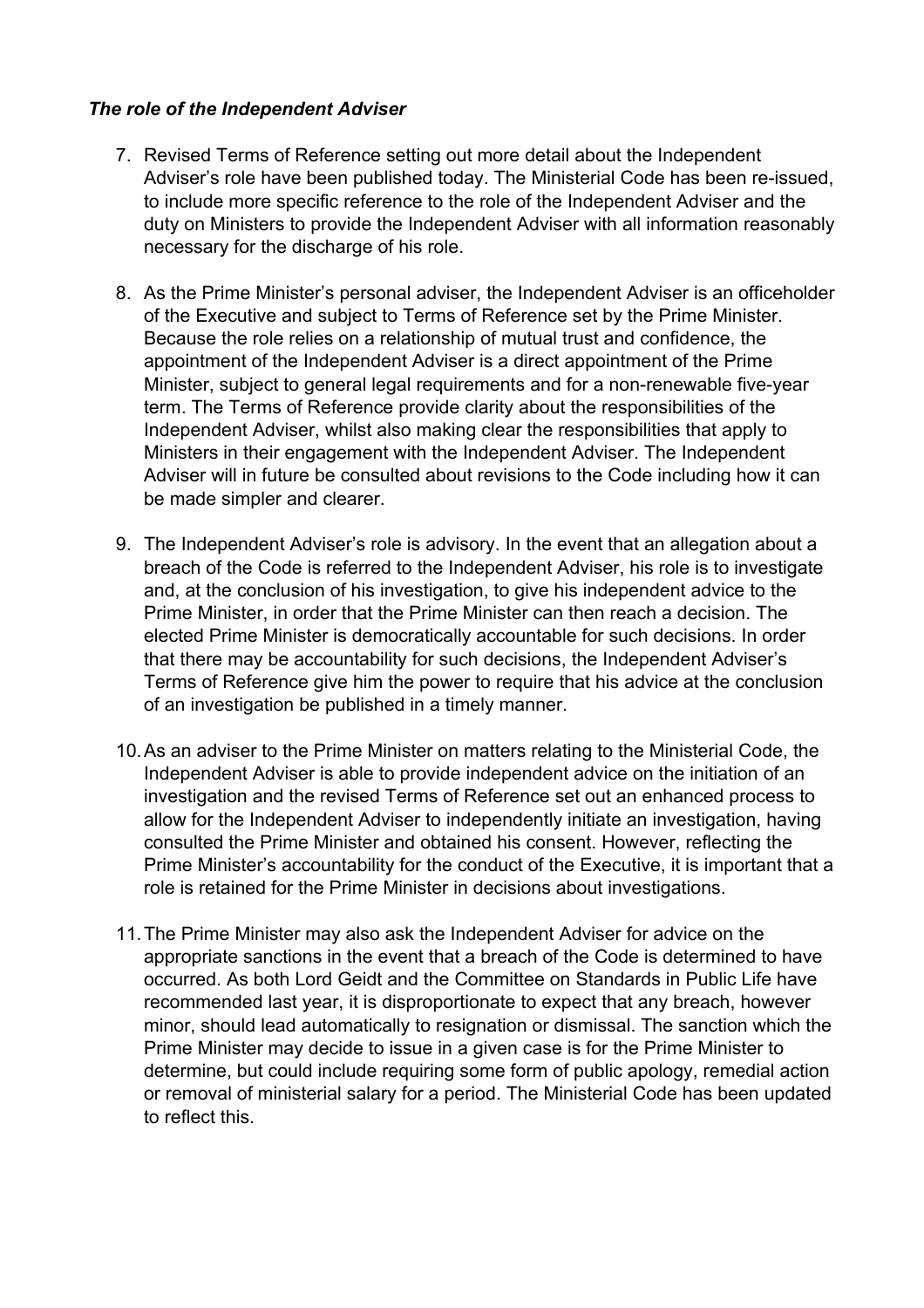### *The role of the Independent Adviser*

7. Revised Terms of Reference setting out more detail about the Independent Adviser's role have been published today. The Ministerial Code has been re-issued, to include more specific reference to the role of the Independent Adviser and the duty on Ministers to provide the Independent Adviser with all information reasonably necessary for the discharge of his role.

8. As the Prime Minister's personal adviser, the Independent Adviser is an officeholder of the Executive and subject to Terms of Reference set by the Prime Minister. Because the role relies on a relationship of mutual trust and confidence, the appointment of the Independent Adviser is a direct appointment of the Prime Minister, subject to general legal requirements and for a non-renewable five-year term. The Terms of Reference provide clarity about the responsibilities of the Independent Adviser, whilst also making clear the responsibilities that apply to Ministers in their engagement with the Independent Adviser. The Independent Adviser will in future be consulted about revisions to the Code including how it can be made simpler and clearer.

9. The Independent Adviser's role is advisory. In the event that an allegation about a breach of the Code is referred to the Independent Adviser, his role is to investigate and, at the conclusion of his investigation, to give his independent advice to the Prime Minister, in order that the Prime Minister can then reach a decision. The elected Prime Minister is democratically accountable for such decisions. In order that there may be accountability for such decisions, the Independent Adviser's Terms of Reference give him the power to require that his advice at the conclusion of an investigation be published in a timely manner.

10. As an adviser to the Prime Minister on matters relating to the Ministerial Code, the Independent Adviser is able to provide independent advice on the initiation of an investigation and the revised Terms of Reference set out an enhanced process to allow for the Independent Adviser to independently initiate an investigation, having consulted the Prime Minister and obtained his consent. However, reflecting the Prime Minister's accountability for the conduct of the Executive, it is important that a role is retained for the Prime Minister in decisions about investigations.

11. The Prime Minister may also ask the Independent Adviser for advice on the appropriate sanctions in the event that a breach of the Code is determined to have occurred. As both Lord Geidt and the Committee on Standards in Public Life have recommended last year, it is disproportionate to expect that any breach, however minor, should lead automatically to resignation or dismissal. The sanction which the Prime Minister may decide to issue in a given case is for the Prime Minister to determine, but could include requiring some form of public apology, remedial action or removal of ministerial salary for a period. The Ministerial Code has been updated to reflect this.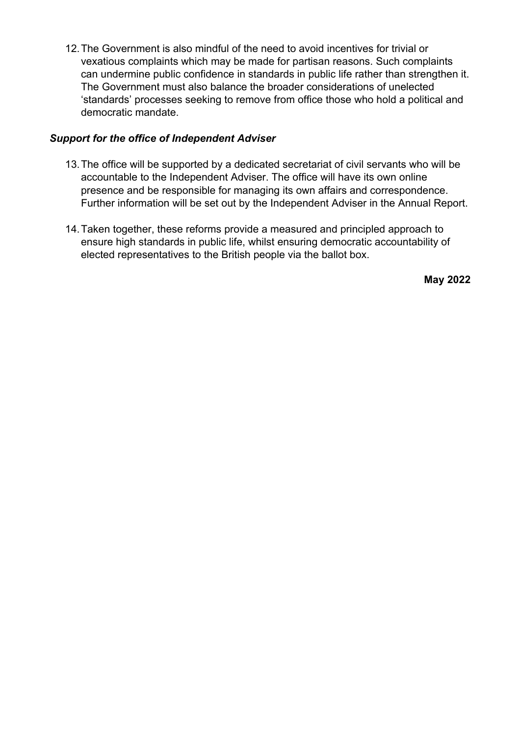12. The Government is also mindful of the need to avoid incentives for trivial or vexatious complaints which may be made for partisan reasons. Such complaints can undermine public confidence in standards in public life rather than strengthen it. The Government must also balance the broader considerations of unelected 'standards' processes seeking to remove from office those who hold a political and democratic mandate.

### *Support for the office of Independent Adviser*

13. The office will be supported by a dedicated secretariat of civil servants who will be accountable to the Independent Adviser. The office will have its own online presence and be responsible for managing its own affairs and correspondence. Further information will be set out by the Independent Adviser in the Annual Report.

14. Taken together, these reforms provide a measured and principled approach to ensure high standards in public life, whilst ensuring democratic accountability of elected representatives to the British people via the ballot box.

**May 2022**